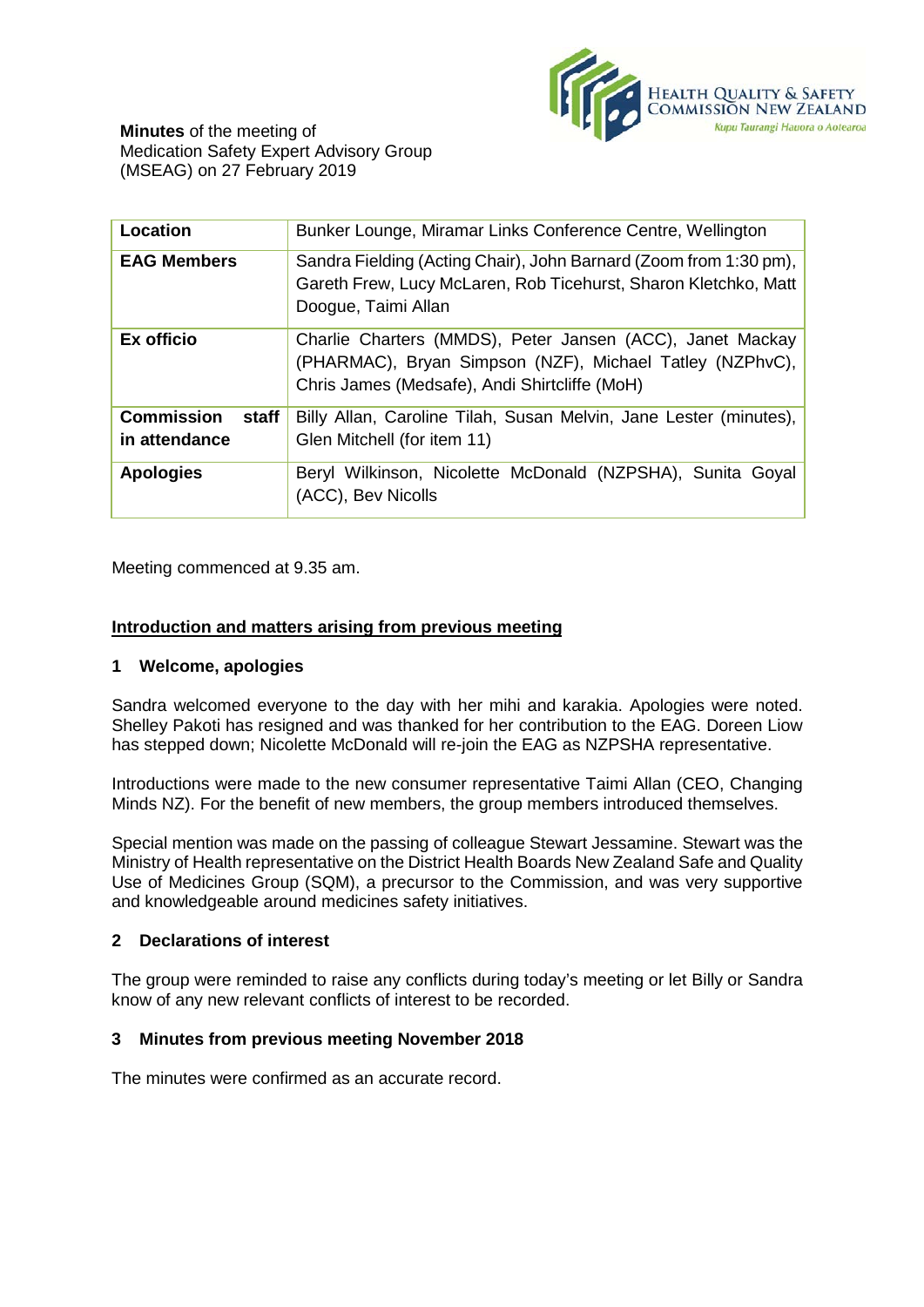**Minutes** of the meeting of
Medication Safety Expert Advisory Group
(MSEAG) on 27 February 2019

| | |
|---|---|
| **Location** | Bunker Lounge, Miramar Links Conference Centre, Wellington |
| **EAG Members** | Sandra Fielding (Acting Chair), John Barnard (Zoom from 1:30 pm), Gareth Frew, Lucy McLaren, Rob Ticehurst, Sharon Kletchko, Matt Doogue, Taimi Allan |
| **Ex officio** | Charlie Charters (MMDS), Peter Jansen (ACC), Janet Mackay (PHARMAC), Bryan Simpson (NZF), Michael Tatley (NZPhvC), Chris James (Medsafe), Andi Shirtcliffe (MoH) |
| **Commission staff in attendance** | Billy Allan, Caroline Tilah, Susan Melvin, Jane Lester (minutes), Glen Mitchell (for item 11) |
| **Apologies** | Beryl Wilkinson, Nicolette McDonald (NZPSHA), Sunita Goyal (ACC), Bev Nicolls |

Meeting commenced at 9.35 am.

## Introduction and matters arising from previous meeting

### 1 Welcome, apologies

Sandra welcomed everyone to the day with her mihi and karakia. Apologies were noted. Shelley Pakoti has resigned and was thanked for her contribution to the EAG. Doreen Liow has stepped down; Nicolette McDonald will re-join the EAG as NZPSHA representative.

Introductions were made to the new consumer representative Taimi Allan (CEO, Changing Minds NZ). For the benefit of new members, the group members introduced themselves.

Special mention was made on the passing of colleague Stewart Jessamine. Stewart was the Ministry of Health representative on the District Health Boards New Zealand Safe and Quality Use of Medicines Group (SQM), a precursor to the Commission, and was very supportive and knowledgeable around medicines safety initiatives.

### 2 Declarations of interest

The group were reminded to raise any conflicts during today's meeting or let Billy or Sandra know of any new relevant conflicts of interest to be recorded.

### 3 Minutes from previous meeting November 2018

The minutes were confirmed as an accurate record.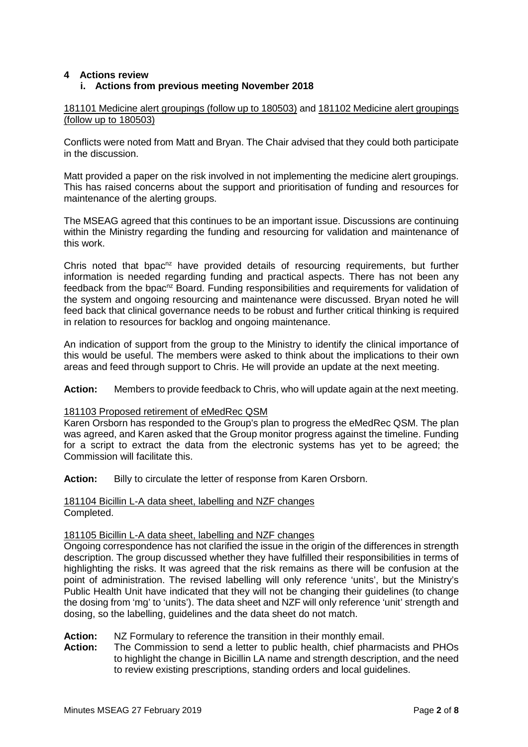# 4 Actions review

## i. Actions from previous meeting November 2018

181101 Medicine alert groupings (follow up to 180503) and 181102 Medicine alert groupings (follow up to 180503)

Conflicts were noted from Matt and Bryan. The Chair advised that they could both participate in the discussion.

Matt provided a paper on the risk involved in not implementing the medicine alert groupings. This has raised concerns about the support and prioritisation of funding and resources for maintenance of the alerting groups.

The MSEAG agreed that this continues to be an important issue. Discussions are continuing within the Ministry regarding the funding and resourcing for validation and maintenance of this work.

Chris noted that bpac[nz] have provided details of resourcing requirements, but further information is needed regarding funding and practical aspects. There has not been any feedback from the bpac[nz] Board. Funding responsibilities and requirements for validation of the system and ongoing resourcing and maintenance were discussed. Bryan noted he will feed back that clinical governance needs to be robust and further critical thinking is required in relation to resources for backlog and ongoing maintenance.

An indication of support from the group to the Ministry to identify the clinical importance of this would be useful. The members were asked to think about the implications to their own areas and feed through support to Chris. He will provide an update at the next meeting.

**Action:** Members to provide feedback to Chris, who will update again at the next meeting.

181103 Proposed retirement of eMedRec QSM

Karen Orsborn has responded to the Group's plan to progress the eMedRec QSM. The plan was agreed, and Karen asked that the Group monitor progress against the timeline. Funding for a script to extract the data from the electronic systems has yet to be agreed; the Commission will facilitate this.

**Action:** Billy to circulate the letter of response from Karen Orsborn.

181104 Bicillin L-A data sheet, labelling and NZF changes

Completed.

181105 Bicillin L-A data sheet, labelling and NZF changes

Ongoing correspondence has not clarified the issue in the origin of the differences in strength description. The group discussed whether they have fulfilled their responsibilities in terms of highlighting the risks. It was agreed that the risk remains as there will be confusion at the point of administration. The revised labelling will only reference 'units', but the Ministry's Public Health Unit have indicated that they will not be changing their guidelines (to change the dosing from 'mg' to 'units'). The data sheet and NZF will only reference 'unit' strength and dosing, so the labelling, guidelines and the data sheet do not match.

**Action:** NZ Formulary to reference the transition in their monthly email.

**Action:** The Commission to send a letter to public health, chief pharmacists and PHOs to highlight the change in Bicillin LA name and strength description, and the need to review existing prescriptions, standing orders and local guidelines.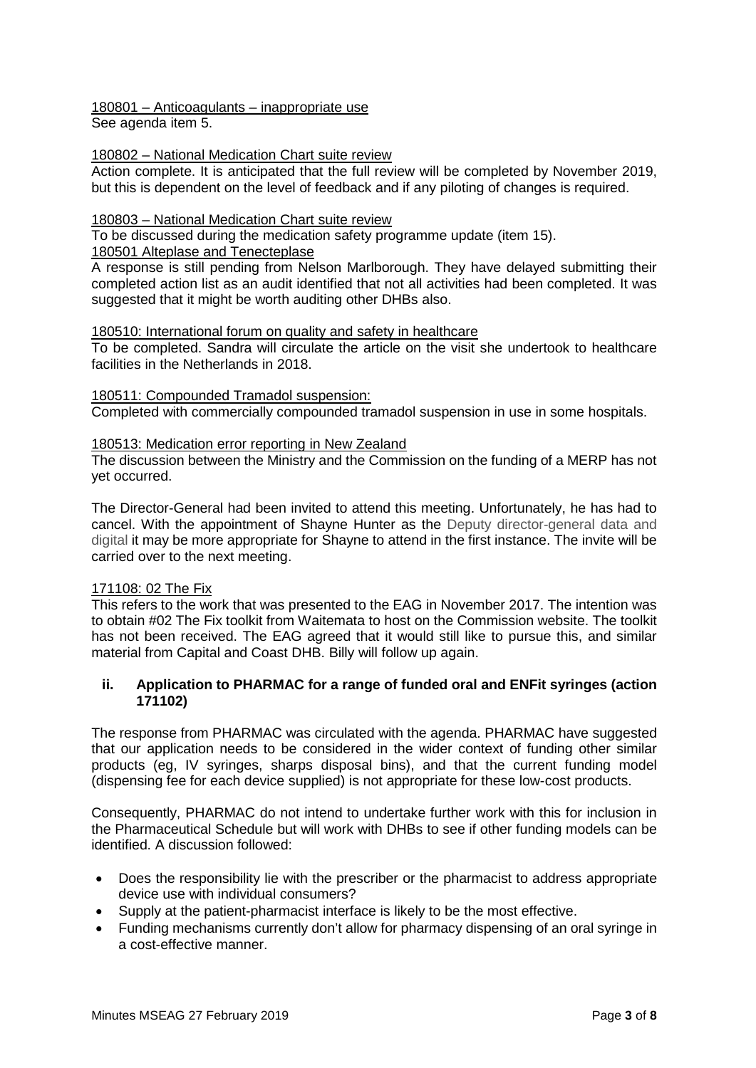180801 – Anticoagulants – inappropriate use

See agenda item 5.

180802 – National Medication Chart suite review

Action complete. It is anticipated that the full review will be completed by November 2019, but this is dependent on the level of feedback and if any piloting of changes is required.

180803 – National Medication Chart suite review

To be discussed during the medication safety programme update (item 15).

180501 Alteplase and Tenecteplase

A response is still pending from Nelson Marlborough. They have delayed submitting their completed action list as an audit identified that not all activities had been completed. It was suggested that it might be worth auditing other DHBs also.

180510: International forum on quality and safety in healthcare

To be completed. Sandra will circulate the article on the visit she undertook to healthcare facilities in the Netherlands in 2018.

180511: Compounded Tramadol suspension:

Completed with commercially compounded tramadol suspension in use in some hospitals.

180513: Medication error reporting in New Zealand

The discussion between the Ministry and the Commission on the funding of a MERP has not yet occurred.

The Director-General had been invited to attend this meeting. Unfortunately, he has had to cancel. With the appointment of Shayne Hunter as the Deputy director-general data and digital it may be more appropriate for Shayne to attend in the first instance. The invite will be carried over to the next meeting.

171108: 02 The Fix

This refers to the work that was presented to the EAG in November 2017. The intention was to obtain #02 The Fix toolkit from Waitemata to host on the Commission website. The toolkit has not been received. The EAG agreed that it would still like to pursue this, and similar material from Capital and Coast DHB. Billy will follow up again.

### ii. Application to PHARMAC for a range of funded oral and ENFit syringes (action 171102)

The response from PHARMAC was circulated with the agenda. PHARMAC have suggested that our application needs to be considered in the wider context of funding other similar products (eg, IV syringes, sharps disposal bins), and that the current funding model (dispensing fee for each device supplied) is not appropriate for these low-cost products.

Consequently, PHARMAC do not intend to undertake further work with this for inclusion in the Pharmaceutical Schedule but will work with DHBs to see if other funding models can be identified. A discussion followed:

- Does the responsibility lie with the prescriber or the pharmacist to address appropriate device use with individual consumers?
- Supply at the patient-pharmacist interface is likely to be the most effective.
- Funding mechanisms currently don't allow for pharmacy dispensing of an oral syringe in a cost-effective manner.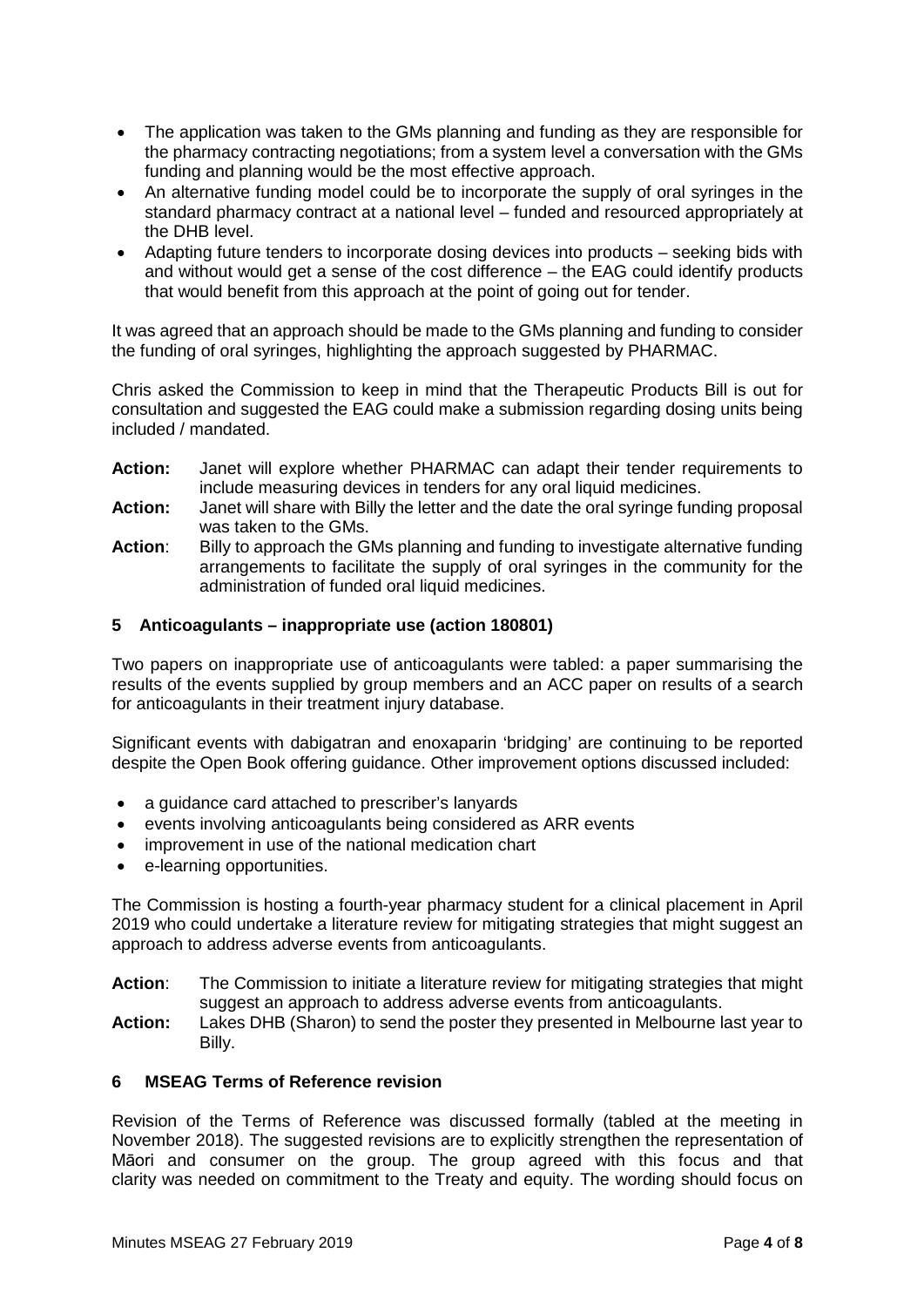- The application was taken to the GMs planning and funding as they are responsible for the pharmacy contracting negotiations; from a system level a conversation with the GMs funding and planning would be the most effective approach.
- An alternative funding model could be to incorporate the supply of oral syringes in the standard pharmacy contract at a national level – funded and resourced appropriately at the DHB level.
- Adapting future tenders to incorporate dosing devices into products – seeking bids with and without would get a sense of the cost difference – the EAG could identify products that would benefit from this approach at the point of going out for tender.

It was agreed that an approach should be made to the GMs planning and funding to consider the funding of oral syringes, highlighting the approach suggested by PHARMAC.

Chris asked the Commission to keep in mind that the Therapeutic Products Bill is out for consultation and suggested the EAG could make a submission regarding dosing units being included / mandated.

**Action:** Janet will explore whether PHARMAC can adapt their tender requirements to include measuring devices in tenders for any oral liquid medicines.

**Action:** Janet will share with Billy the letter and the date the oral syringe funding proposal was taken to the GMs.

**Action**: Billy to approach the GMs planning and funding to investigate alternative funding arrangements to facilitate the supply of oral syringes in the community for the administration of funded oral liquid medicines.

## 5 Anticoagulants – inappropriate use (action 180801)

Two papers on inappropriate use of anticoagulants were tabled: a paper summarising the results of the events supplied by group members and an ACC paper on results of a search for anticoagulants in their treatment injury database.

Significant events with dabigatran and enoxaparin 'bridging' are continuing to be reported despite the Open Book offering guidance. Other improvement options discussed included:

- a guidance card attached to prescriber's lanyards
- events involving anticoagulants being considered as ARR events
- improvement in use of the national medication chart
- e-learning opportunities.

The Commission is hosting a fourth-year pharmacy student for a clinical placement in April 2019 who could undertake a literature review for mitigating strategies that might suggest an approach to address adverse events from anticoagulants.

**Action**: The Commission to initiate a literature review for mitigating strategies that might suggest an approach to address adverse events from anticoagulants.

**Action:** Lakes DHB (Sharon) to send the poster they presented in Melbourne last year to Billy.

## 6 MSEAG Terms of Reference revision

Revision of the Terms of Reference was discussed formally (tabled at the meeting in November 2018). The suggested revisions are to explicitly strengthen the representation of Māori and consumer on the group. The group agreed with this focus and that clarity was needed on commitment to the Treaty and equity. The wording should focus on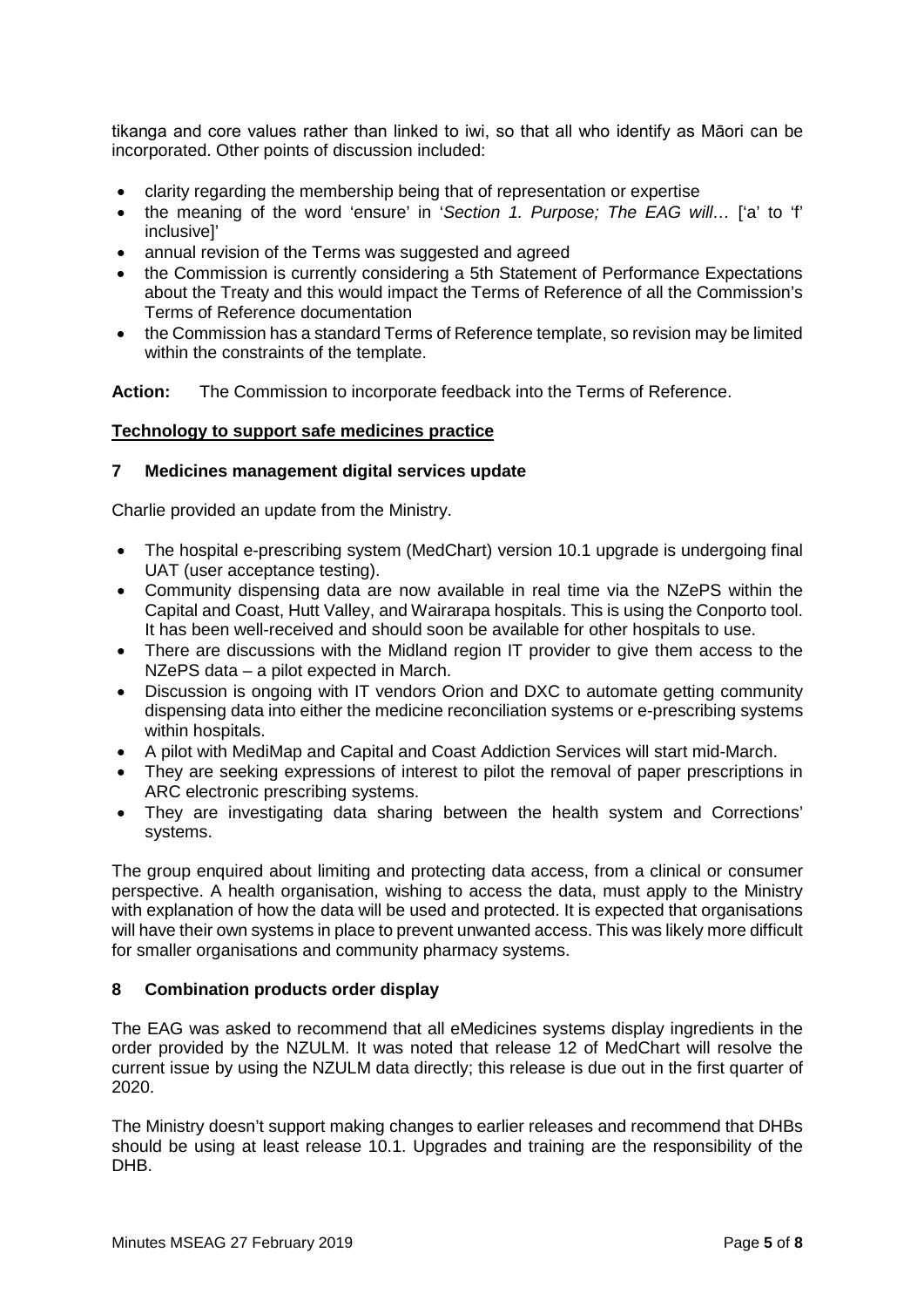tikanga and core values rather than linked to iwi, so that all who identify as Māori can be incorporated. Other points of discussion included:

- clarity regarding the membership being that of representation or expertise
- the meaning of the word 'ensure' in '*Section 1. Purpose; The EAG will…* ['a' to 'f' inclusive]'
- annual revision of the Terms was suggested and agreed
- the Commission is currently considering a 5th Statement of Performance Expectations about the Treaty and this would impact the Terms of Reference of all the Commission's Terms of Reference documentation
- the Commission has a standard Terms of Reference template, so revision may be limited within the constraints of the template.

**Action:** The Commission to incorporate feedback into the Terms of Reference.

## Technology to support safe medicines practice

### 7 Medicines management digital services update

Charlie provided an update from the Ministry.

- The hospital e-prescribing system (MedChart) version 10.1 upgrade is undergoing final UAT (user acceptance testing).
- Community dispensing data are now available in real time via the NZePS within the Capital and Coast, Hutt Valley, and Wairarapa hospitals. This is using the Conporto tool. It has been well-received and should soon be available for other hospitals to use.
- There are discussions with the Midland region IT provider to give them access to the NZePS data – a pilot expected in March.
- Discussion is ongoing with IT vendors Orion and DXC to automate getting community dispensing data into either the medicine reconciliation systems or e-prescribing systems within hospitals.
- A pilot with MediMap and Capital and Coast Addiction Services will start mid-March.
- They are seeking expressions of interest to pilot the removal of paper prescriptions in ARC electronic prescribing systems.
- They are investigating data sharing between the health system and Corrections' systems.

The group enquired about limiting and protecting data access, from a clinical or consumer perspective. A health organisation, wishing to access the data, must apply to the Ministry with explanation of how the data will be used and protected. It is expected that organisations will have their own systems in place to prevent unwanted access. This was likely more difficult for smaller organisations and community pharmacy systems.

### 8 Combination products order display

The EAG was asked to recommend that all eMedicines systems display ingredients in the order provided by the NZULM. It was noted that release 12 of MedChart will resolve the current issue by using the NZULM data directly; this release is due out in the first quarter of 2020.

The Ministry doesn't support making changes to earlier releases and recommend that DHBs should be using at least release 10.1. Upgrades and training are the responsibility of the DHB.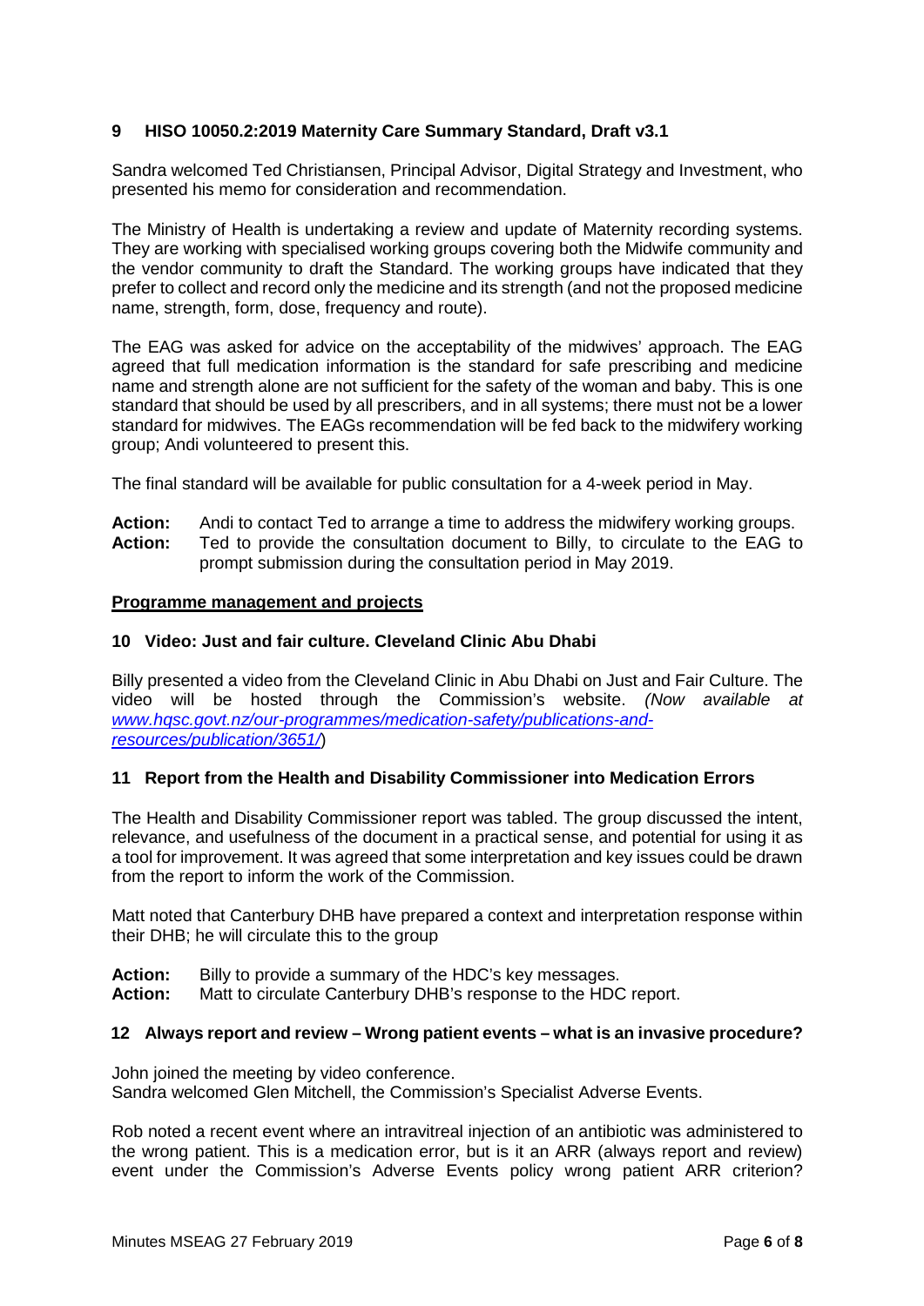## 9 HISO 10050.2:2019 Maternity Care Summary Standard, Draft v3.1

Sandra welcomed Ted Christiansen, Principal Advisor, Digital Strategy and Investment, who presented his memo for consideration and recommendation.

The Ministry of Health is undertaking a review and update of Maternity recording systems. They are working with specialised working groups covering both the Midwife community and the vendor community to draft the Standard. The working groups have indicated that they prefer to collect and record only the medicine and its strength (and not the proposed medicine name, strength, form, dose, frequency and route).

The EAG was asked for advice on the acceptability of the midwives' approach. The EAG agreed that full medication information is the standard for safe prescribing and medicine name and strength alone are not sufficient for the safety of the woman and baby. This is one standard that should be used by all prescribers, and in all systems; there must not be a lower standard for midwives. The EAGs recommendation will be fed back to the midwifery working group; Andi volunteered to present this.

The final standard will be available for public consultation for a 4-week period in May.

**Action:** Andi to contact Ted to arrange a time to address the midwifery working groups.
**Action:** Ted to provide the consultation document to Billy, to circulate to the EAG to prompt submission during the consultation period in May 2019.

**Programme management and projects**

## 10 Video: Just and fair culture. Cleveland Clinic Abu Dhabi

Billy presented a video from the Cleveland Clinic in Abu Dhabi on Just and Fair Culture. The video will be hosted through the Commission's website. *(Now available at [www.hqsc.govt.nz/our-programmes/medication-safety/publications-and-resources/publication/3651/](www.hqsc.govt.nz/our-programmes/medication-safety/publications-and-resources/publication/3651/))*

## 11 Report from the Health and Disability Commissioner into Medication Errors

The Health and Disability Commissioner report was tabled. The group discussed the intent, relevance, and usefulness of the document in a practical sense, and potential for using it as a tool for improvement. It was agreed that some interpretation and key issues could be drawn from the report to inform the work of the Commission.

Matt noted that Canterbury DHB have prepared a context and interpretation response within their DHB; he will circulate this to the group

**Action:** Billy to provide a summary of the HDC's key messages.
**Action:** Matt to circulate Canterbury DHB's response to the HDC report.

## 12 Always report and review – Wrong patient events – what is an invasive procedure?

John joined the meeting by video conference.
Sandra welcomed Glen Mitchell, the Commission's Specialist Adverse Events.

Rob noted a recent event where an intravitreal injection of an antibiotic was administered to the wrong patient. This is a medication error, but is it an ARR (always report and review) event under the Commission's Adverse Events policy wrong patient ARR criterion?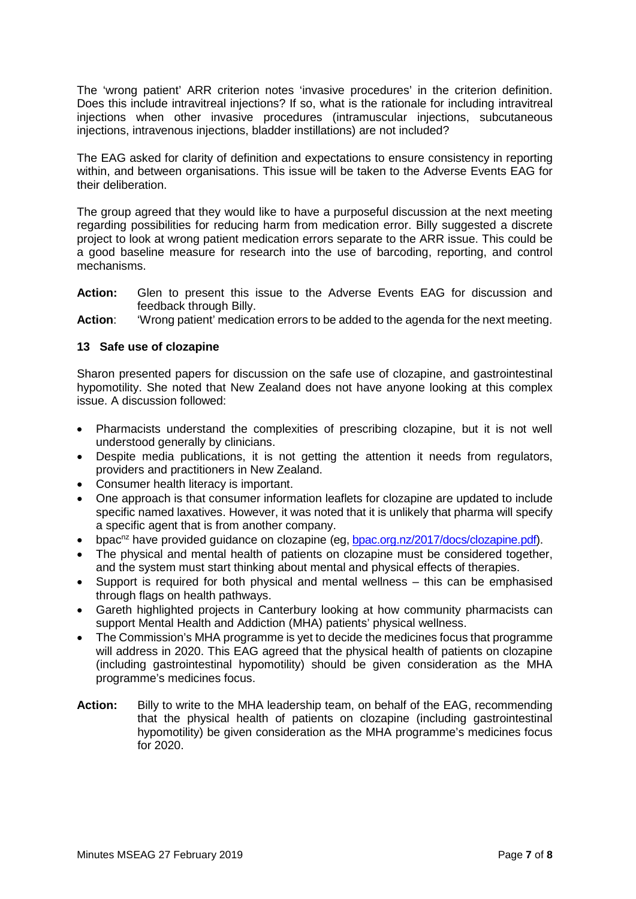The 'wrong patient' ARR criterion notes 'invasive procedures' in the criterion definition. Does this include intravitreal injections? If so, what is the rationale for including intravitreal injections when other invasive procedures (intramuscular injections, subcutaneous injections, intravenous injections, bladder instillations) are not included?

The EAG asked for clarity of definition and expectations to ensure consistency in reporting within, and between organisations. This issue will be taken to the Adverse Events EAG for their deliberation.

The group agreed that they would like to have a purposeful discussion at the next meeting regarding possibilities for reducing harm from medication error. Billy suggested a discrete project to look at wrong patient medication errors separate to the ARR issue. This could be a good baseline measure for research into the use of barcoding, reporting, and control mechanisms.

**Action:** Glen to present this issue to the Adverse Events EAG for discussion and feedback through Billy.

**Action**: 'Wrong patient' medication errors to be added to the agenda for the next meeting.

### 13 Safe use of clozapine

Sharon presented papers for discussion on the safe use of clozapine, and gastrointestinal hypomotility. She noted that New Zealand does not have anyone looking at this complex issue. A discussion followed:

- Pharmacists understand the complexities of prescribing clozapine, but it is not well understood generally by clinicians.
- Despite media publications, it is not getting the attention it needs from regulators, providers and practitioners in New Zealand.
- Consumer health literacy is important.
- One approach is that consumer information leaflets for clozapine are updated to include specific named laxatives. However, it was noted that it is unlikely that pharma will specify a specific agent that is from another company.
- bpac[nz] have provided guidance on clozapine (eg, [bpac.org.nz/2017/docs/clozapine.pdf](bpac.org.nz/2017/docs/clozapine.pdf)).
- The physical and mental health of patients on clozapine must be considered together, and the system must start thinking about mental and physical effects of therapies.
- Support is required for both physical and mental wellness – this can be emphasised through flags on health pathways.
- Gareth highlighted projects in Canterbury looking at how community pharmacists can support Mental Health and Addiction (MHA) patients' physical wellness.
- The Commission's MHA programme is yet to decide the medicines focus that programme will address in 2020. This EAG agreed that the physical health of patients on clozapine (including gastrointestinal hypomotility) should be given consideration as the MHA programme's medicines focus.

**Action:** Billy to write to the MHA leadership team, on behalf of the EAG, recommending that the physical health of patients on clozapine (including gastrointestinal hypomotility) be given consideration as the MHA programme's medicines focus for 2020.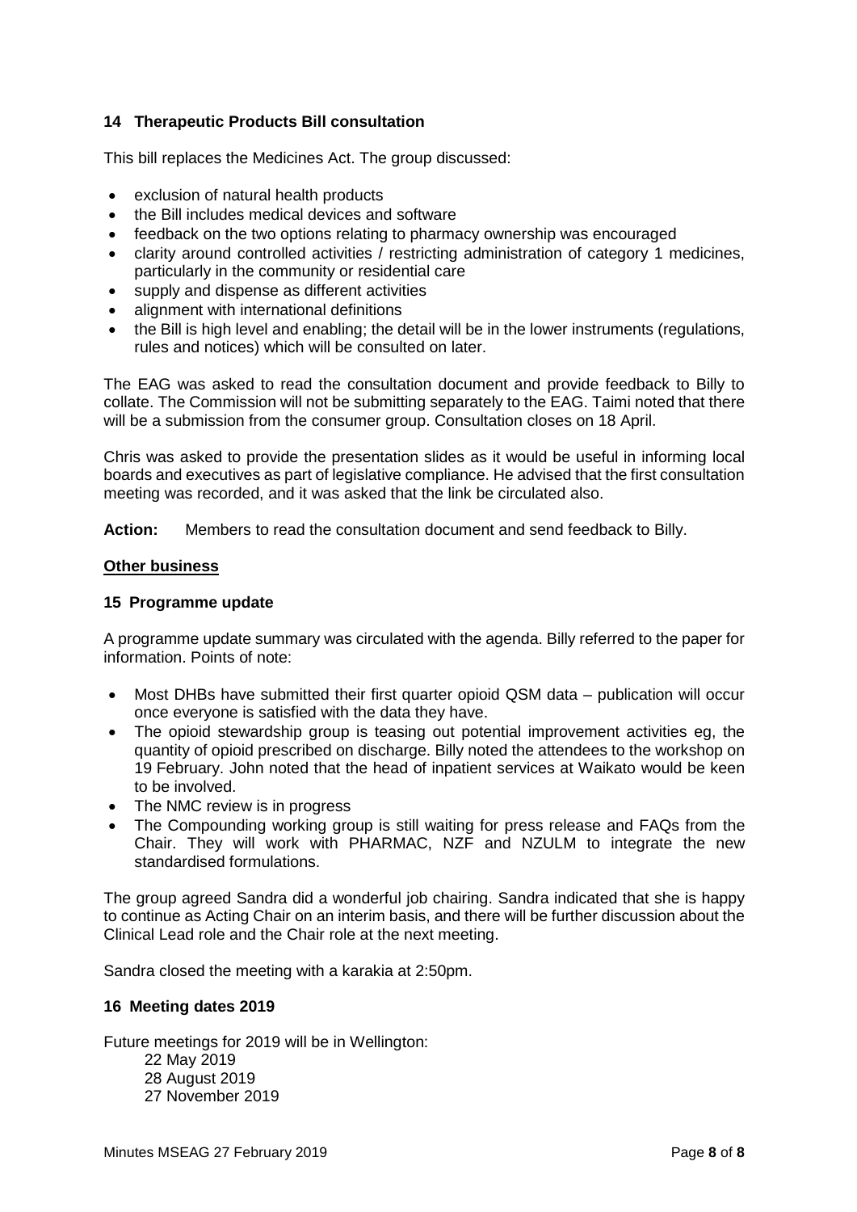## 14 Therapeutic Products Bill consultation

This bill replaces the Medicines Act. The group discussed:

- exclusion of natural health products
- the Bill includes medical devices and software
- feedback on the two options relating to pharmacy ownership was encouraged
- clarity around controlled activities / restricting administration of category 1 medicines, particularly in the community or residential care
- supply and dispense as different activities
- alignment with international definitions
- the Bill is high level and enabling; the detail will be in the lower instruments (regulations, rules and notices) which will be consulted on later.

The EAG was asked to read the consultation document and provide feedback to Billy to collate. The Commission will not be submitting separately to the EAG. Taimi noted that there will be a submission from the consumer group. Consultation closes on 18 April.

Chris was asked to provide the presentation slides as it would be useful in informing local boards and executives as part of legislative compliance. He advised that the first consultation meeting was recorded, and it was asked that the link be circulated also.

**Action:** Members to read the consultation document and send feedback to Billy.

**<u>Other business</u>**

## 15 Programme update

A programme update summary was circulated with the agenda. Billy referred to the paper for information. Points of note:

- Most DHBs have submitted their first quarter opioid QSM data – publication will occur once everyone is satisfied with the data they have.
- The opioid stewardship group is teasing out potential improvement activities eg, the quantity of opioid prescribed on discharge. Billy noted the attendees to the workshop on 19 February. John noted that the head of inpatient services at Waikato would be keen to be involved.
- The NMC review is in progress
- The Compounding working group is still waiting for press release and FAQs from the Chair. They will work with PHARMAC, NZF and NZULM to integrate the new standardised formulations.

The group agreed Sandra did a wonderful job chairing. Sandra indicated that she is happy to continue as Acting Chair on an interim basis, and there will be further discussion about the Clinical Lead role and the Chair role at the next meeting.

Sandra closed the meeting with a karakia at 2:50pm.

## 16 Meeting dates 2019

Future meetings for 2019 will be in Wellington:

22 May 2019
28 August 2019
27 November 2019